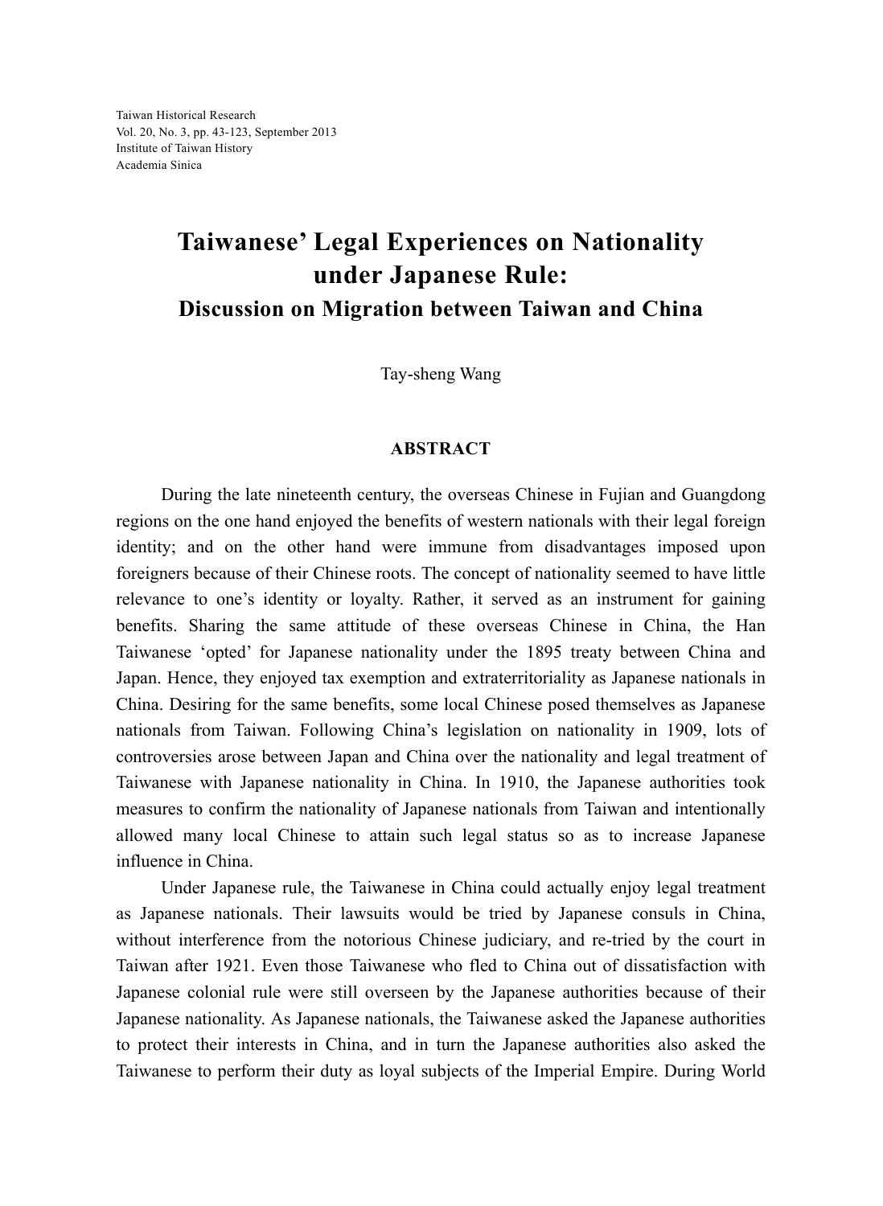# Taiwanese' Legal Experiences on Nationality under Japanese Rule:

## Discussion on Migration between Taiwan and China

Tay-sheng Wang

### ABSTRACT

During the late nineteenth century, the overseas Chinese in Fujian and Guangdong regions on the one hand enjoyed the benefits of western nationals with their legal foreign identity; and on the other hand were immune from disadvantages imposed upon foreigners because of their Chinese roots. The concept of nationality seemed to have little relevance to one's identity or loyalty. Rather, it served as an instrument for gaining benefits. Sharing the same attitude of these overseas Chinese in China, the Han Taiwanese 'opted' for Japanese nationality under the 1895 treaty between China and Japan. Hence, they enjoyed tax exemption and extraterritoriality as Japanese nationals in China. Desiring for the same benefits, some local Chinese posed themselves as Japanese nationals from Taiwan. Following China's legislation on nationality in 1909, lots of controversies arose between Japan and China over the nationality and legal treatment of Taiwanese with Japanese nationality in China. In 1910, the Japanese authorities took measures to confirm the nationality of Japanese nationals from Taiwan and intentionally allowed many local Chinese to attain such legal status so as to increase Japanese influence in China.

Under Japanese rule, the Taiwanese in China could actually enjoy legal treatment as Japanese nationals. Their lawsuits would be tried by Japanese consuls in China, without interference from the notorious Chinese judiciary, and re-tried by the court in Taiwan after 1921. Even those Taiwanese who fled to China out of dissatisfaction with Japanese colonial rule were still overseen by the Japanese authorities because of their Japanese nationality. As Japanese nationals, the Taiwanese asked the Japanese authorities to protect their interests in China, and in turn the Japanese authorities also asked the Taiwanese to perform their duty as loyal subjects of the Imperial Empire. During World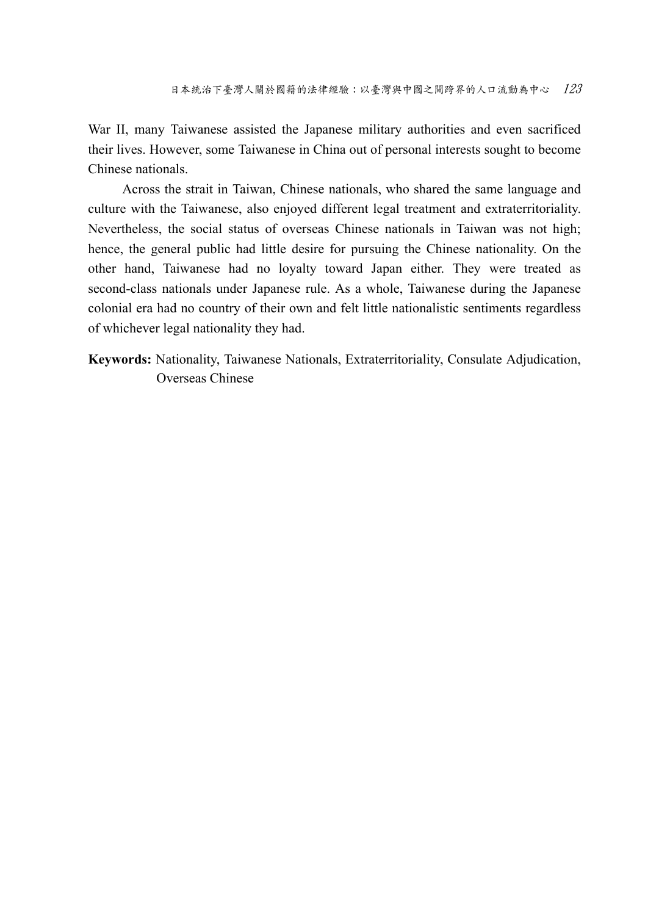War II, many Taiwanese assisted the Japanese military authorities and even sacrificed their lives. However, some Taiwanese in China out of personal interests sought to become Chinese nationals.

Across the strait in Taiwan, Chinese nationals, who shared the same language and culture with the Taiwanese, also enjoyed different legal treatment and extraterritoriality. Nevertheless, the social status of overseas Chinese nationals in Taiwan was not high; hence, the general public had little desire for pursuing the Chinese nationality. On the other hand, Taiwanese had no loyalty toward Japan either. They were treated as second-class nationals under Japanese rule. As a whole, Taiwanese during the Japanese colonial era had no country of their own and felt little nationalistic sentiments regardless of whichever legal nationality they had.

**Keywords:** Nationality, Taiwanese Nationals, Extraterritoriality, Consulate Adjudication, Overseas Chinese